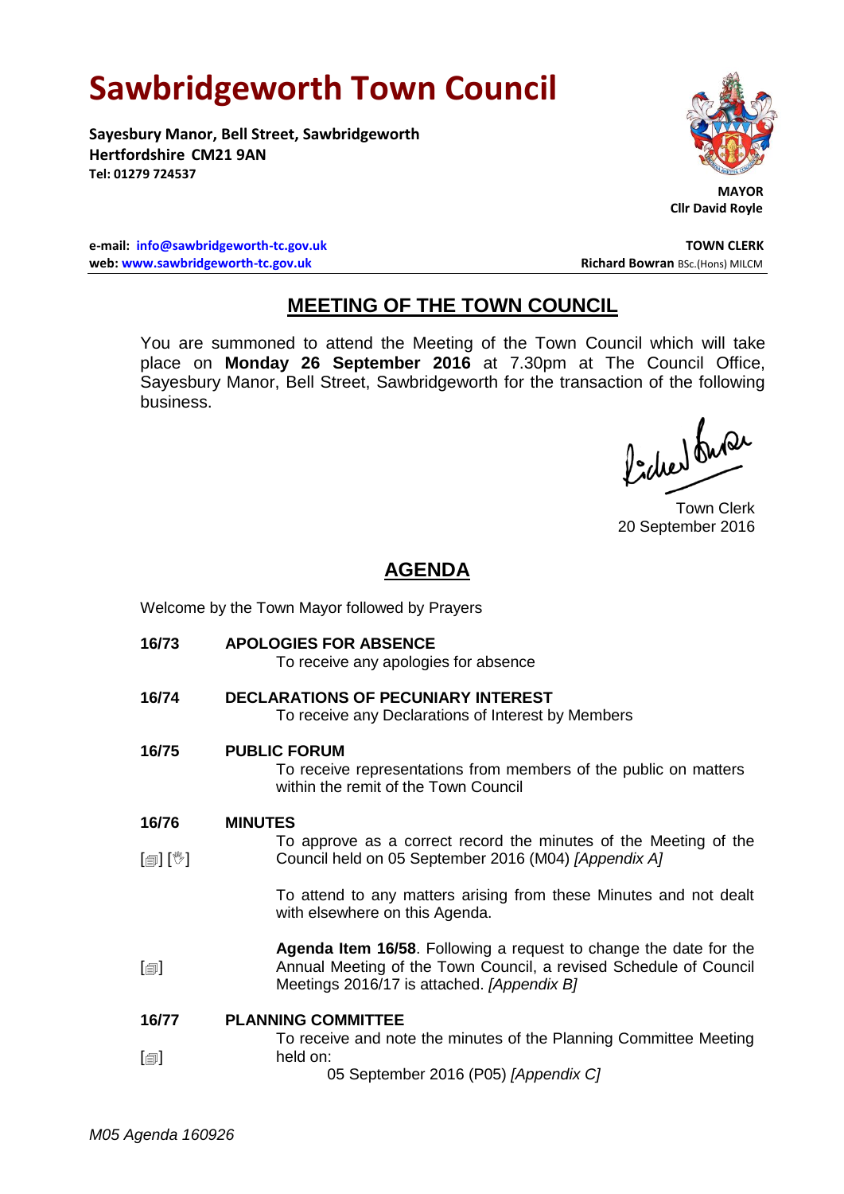# Sawbridgeworth Town Council

**Sayesbury Manor, Bell Street, Sawbridgeworth**
**Hertfordshire CM21 9AN**
**Tel: 01279 724537**

**MAYOR**
**Cllr David Royle**

**e-mail: info@sawbridgeworth-tc.gov.uk**
**web: www.sawbridgeworth-tc.gov.uk**

**TOWN CLERK**
**Richard Bowran** BSc.(Hons) MILCM

## MEETING OF THE TOWN COUNCIL

You are summoned to attend the Meeting of the Town Council which will take place on **Monday 26 September 2016** at 7.30pm at The Council Office, Sayesbury Manor, Bell Street, Sawbridgeworth for the transaction of the following business.

Town Clerk
20 September 2016

## AGENDA

Welcome by the Town Mayor followed by Prayers

**16/73 APOLOGIES FOR ABSENCE**
To receive any apologies for absence

**16/74 DECLARATIONS OF PECUNIARY INTEREST**
To receive any Declarations of Interest by Members

**16/75 PUBLIC FORUM**
To receive representations from members of the public on matters within the remit of the Town Council

**16/76 MINUTES**

[▤] [✋] To approve as a correct record the minutes of the Meeting of the Council held on 05 September 2016 (M04) *[Appendix A]*

To attend to any matters arising from these Minutes and not dealt with elsewhere on this Agenda.

[▤] **Agenda Item 16/58**. Following a request to change the date for the Annual Meeting of the Town Council, a revised Schedule of Council Meetings 2016/17 is attached. *[Appendix B]*

**16/77 PLANNING COMMITTEE**

[▤] To receive and note the minutes of the Planning Committee Meeting held on:
05 September 2016 (P05) *[Appendix C]*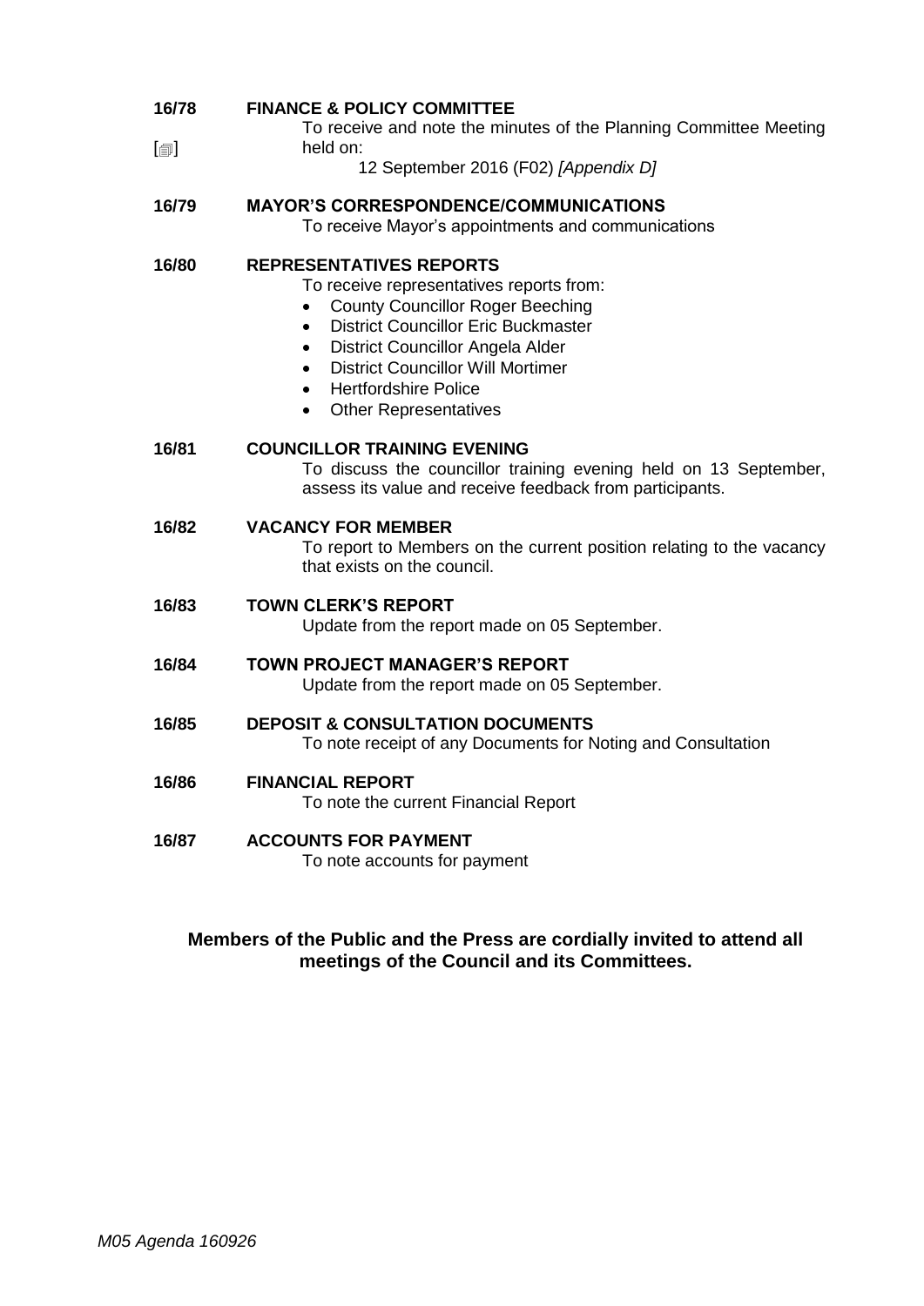**16/78 FINANCE & POLICY COMMITTEE**

[🗐] To receive and note the minutes of the Planning Committee Meeting held on:

12 September 2016 (F02) *[Appendix D]*

**16/79 MAYOR'S CORRESPONDENCE/COMMUNICATIONS**

To receive Mayor's appointments and communications

**16/80 REPRESENTATIVES REPORTS**

To receive representatives reports from:

- County Councillor Roger Beeching
- District Councillor Eric Buckmaster
- District Councillor Angela Alder
- District Councillor Will Mortimer
- Hertfordshire Police
- Other Representatives

**16/81 COUNCILLOR TRAINING EVENING**

To discuss the councillor training evening held on 13 September, assess its value and receive feedback from participants.

**16/82 VACANCY FOR MEMBER**

To report to Members on the current position relating to the vacancy that exists on the council.

**16/83 TOWN CLERK'S REPORT**

Update from the report made on 05 September.

**16/84 TOWN PROJECT MANAGER'S REPORT**

Update from the report made on 05 September.

**16/85 DEPOSIT & CONSULTATION DOCUMENTS**

To note receipt of any Documents for Noting and Consultation

**16/86 FINANCIAL REPORT**

To note the current Financial Report

**16/87 ACCOUNTS FOR PAYMENT**

To note accounts for payment

**Members of the Public and the Press are cordially invited to attend all meetings of the Council and its Committees.**

*M05 Agenda 160926*